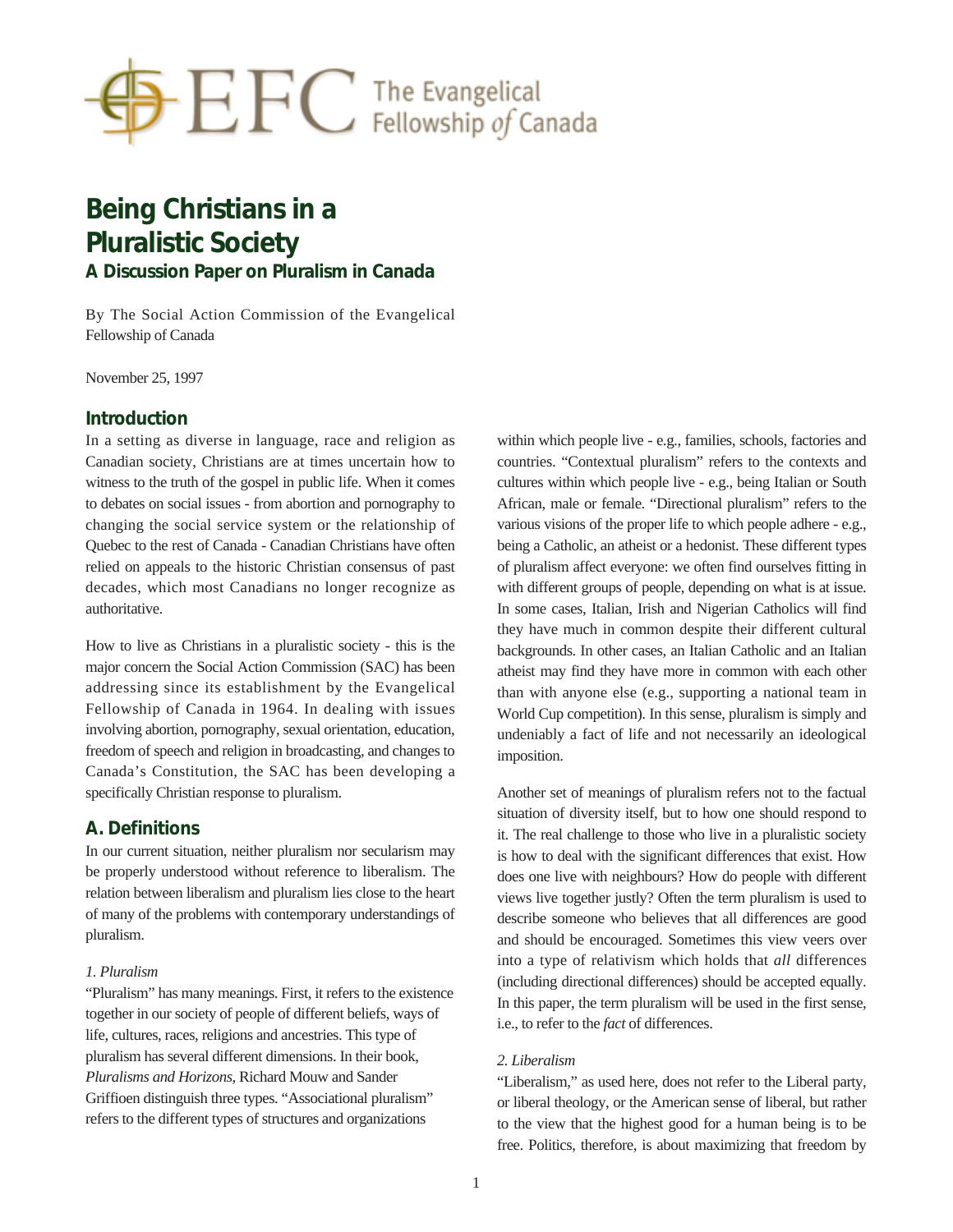The Evangelical Fellowship of Canada

# Being Christians in a Pluralistic Society

## A Discussion Paper on Pluralism in Canada

By The Social Action Commission of the Evangelical Fellowship of Canada

November 25, 1997

## Introduction

In a setting as diverse in language, race and religion as Canadian society, Christians are at times uncertain how to witness to the truth of the gospel in public life. When it comes to debates on social issues - from abortion and pornography to changing the social service system or the relationship of Quebec to the rest of Canada - Canadian Christians have often relied on appeals to the historic Christian consensus of past decades, which most Canadians no longer recognize as authoritative.

How to live as Christians in a pluralistic society - this is the major concern the Social Action Commission (SAC) has been addressing since its establishment by the Evangelical Fellowship of Canada in 1964. In dealing with issues involving abortion, pornography, sexual orientation, education, freedom of speech and religion in broadcasting, and changes to Canada's Constitution, the SAC has been developing a specifically Christian response to pluralism.

## A. Definitions

In our current situation, neither pluralism nor secularism may be properly understood without reference to liberalism. The relation between liberalism and pluralism lies close to the heart of many of the problems with contemporary understandings of pluralism.

### *1. Pluralism*

"Pluralism" has many meanings. First, it refers to the existence together in our society of people of different beliefs, ways of life, cultures, races, religions and ancestries. This type of pluralism has several different dimensions. In their book, *Pluralisms and Horizons*, Richard Mouw and Sander Griffioen distinguish three types. "Associational pluralism" refers to the different types of structures and organizations within which people live - e.g., families, schools, factories and countries. "Contextual pluralism" refers to the contexts and cultures within which people live - e.g., being Italian or South African, male or female. "Directional pluralism" refers to the various visions of the proper life to which people adhere - e.g., being a Catholic, an atheist or a hedonist. These different types of pluralism affect everyone: we often find ourselves fitting in with different groups of people, depending on what is at issue. In some cases, Italian, Irish and Nigerian Catholics will find they have much in common despite their different cultural backgrounds. In other cases, an Italian Catholic and an Italian atheist may find they have more in common with each other than with anyone else (e.g., supporting a national team in World Cup competition). In this sense, pluralism is simply and undeniably a fact of life and not necessarily an ideological imposition.

Another set of meanings of pluralism refers not to the factual situation of diversity itself, but to how one should respond to it. The real challenge to those who live in a pluralistic society is how to deal with the significant differences that exist. How does one live with neighbours? How do people with different views live together justly? Often the term pluralism is used to describe someone who believes that all differences are good and should be encouraged. Sometimes this view veers over into a type of relativism which holds that *all* differences (including directional differences) should be accepted equally. In this paper, the term pluralism will be used in the first sense, i.e., to refer to the *fact* of differences.

### *2. Liberalism*

"Liberalism," as used here, does not refer to the Liberal party, or liberal theology, or the American sense of liberal, but rather to the view that the highest good for a human being is to be free. Politics, therefore, is about maximizing that freedom by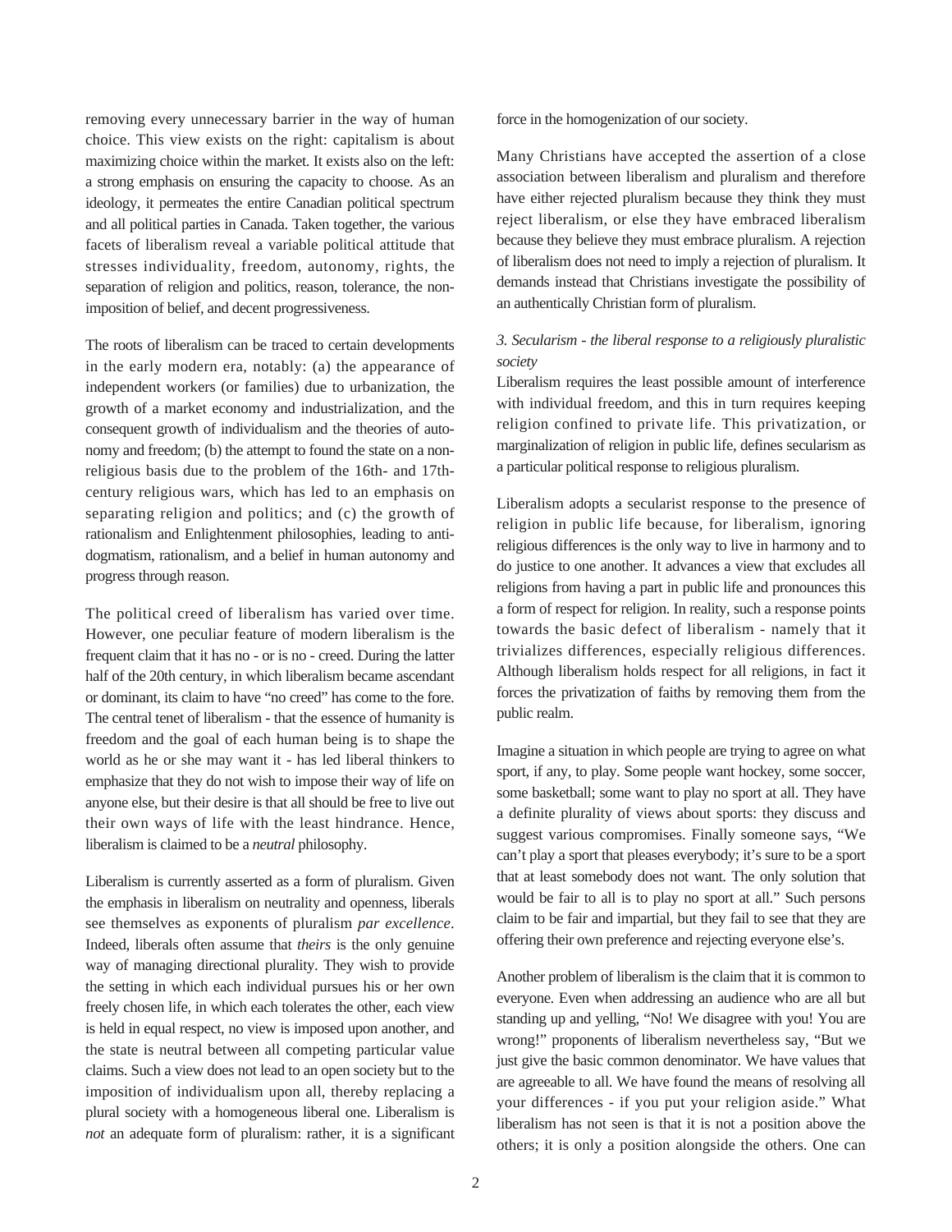removing every unnecessary barrier in the way of human choice. This view exists on the right: capitalism is about maximizing choice within the market. It exists also on the left: a strong emphasis on ensuring the capacity to choose. As an ideology, it permeates the entire Canadian political spectrum and all political parties in Canada. Taken together, the various facets of liberalism reveal a variable political attitude that stresses individuality, freedom, autonomy, rights, the separation of religion and politics, reason, tolerance, the non-imposition of belief, and decent progressiveness.

The roots of liberalism can be traced to certain developments in the early modern era, notably: (a) the appearance of independent workers (or families) due to urbanization, the growth of a market economy and industrialization, and the consequent growth of individualism and the theories of autonomy and freedom; (b) the attempt to found the state on a non-religious basis due to the problem of the 16th- and 17th-century religious wars, which has led to an emphasis on separating religion and politics; and (c) the growth of rationalism and Enlightenment philosophies, leading to anti-dogmatism, rationalism, and a belief in human autonomy and progress through reason.

The political creed of liberalism has varied over time. However, one peculiar feature of modern liberalism is the frequent claim that it has no - or is no - creed. During the latter half of the 20th century, in which liberalism became ascendant or dominant, its claim to have "no creed" has come to the fore. The central tenet of liberalism - that the essence of humanity is freedom and the goal of each human being is to shape the world as he or she may want it - has led liberal thinkers to emphasize that they do not wish to impose their way of life on anyone else, but their desire is that all should be free to live out their own ways of life with the least hindrance. Hence, liberalism is claimed to be a *neutral* philosophy.

Liberalism is currently asserted as a form of pluralism. Given the emphasis in liberalism on neutrality and openness, liberals see themselves as exponents of pluralism *par excellence*. Indeed, liberals often assume that *theirs* is the only genuine way of managing directional plurality. They wish to provide the setting in which each individual pursues his or her own freely chosen life, in which each tolerates the other, each view is held in equal respect, no view is imposed upon another, and the state is neutral between all competing particular value claims. Such a view does not lead to an open society but to the imposition of individualism upon all, thereby replacing a plural society with a homogeneous liberal one. Liberalism is *not* an adequate form of pluralism: rather, it is a significant force in the homogenization of our society.

Many Christians have accepted the assertion of a close association between liberalism and pluralism and therefore have either rejected pluralism because they think they must reject liberalism, or else they have embraced liberalism because they believe they must embrace pluralism. A rejection of liberalism does not need to imply a rejection of pluralism. It demands instead that Christians investigate the possibility of an authentically Christian form of pluralism.

### *3. Secularism - the liberal response to a religiously pluralistic society*

Liberalism requires the least possible amount of interference with individual freedom, and this in turn requires keeping religion confined to private life. This privatization, or marginalization of religion in public life, defines secularism as a particular political response to religious pluralism.

Liberalism adopts a secularist response to the presence of religion in public life because, for liberalism, ignoring religious differences is the only way to live in harmony and to do justice to one another. It advances a view that excludes all religions from having a part in public life and pronounces this a form of respect for religion. In reality, such a response points towards the basic defect of liberalism - namely that it trivializes differences, especially religious differences. Although liberalism holds respect for all religions, in fact it forces the privatization of faiths by removing them from the public realm.

Imagine a situation in which people are trying to agree on what sport, if any, to play. Some people want hockey, some soccer, some basketball; some want to play no sport at all. They have a definite plurality of views about sports: they discuss and suggest various compromises. Finally someone says, "We can't play a sport that pleases everybody; it's sure to be a sport that at least somebody does not want. The only solution that would be fair to all is to play no sport at all." Such persons claim to be fair and impartial, but they fail to see that they are offering their own preference and rejecting everyone else's.

Another problem of liberalism is the claim that it is common to everyone. Even when addressing an audience who are all but standing up and yelling, "No! We disagree with you! You are wrong!" proponents of liberalism nevertheless say, "But we just give the basic common denominator. We have values that are agreeable to all. We have found the means of resolving all your differences - if you put your religion aside." What liberalism has not seen is that it is not a position above the others; it is only a position alongside the others. One can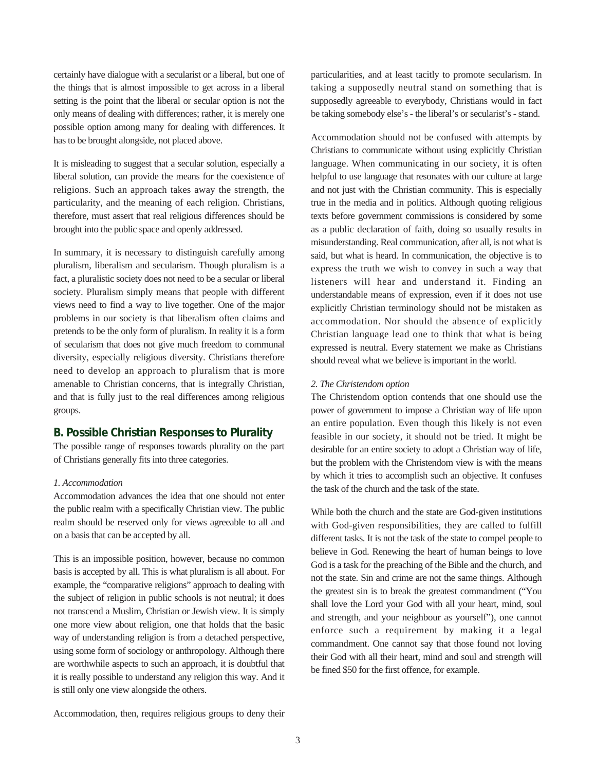certainly have dialogue with a secularist or a liberal, but one of the things that is almost impossible to get across in a liberal setting is the point that the liberal or secular option is not the only means of dealing with differences; rather, it is merely one possible option among many for dealing with differences. It has to be brought alongside, not placed above.

It is misleading to suggest that a secular solution, especially a liberal solution, can provide the means for the coexistence of religions. Such an approach takes away the strength, the particularity, and the meaning of each religion. Christians, therefore, must assert that real religious differences should be brought into the public space and openly addressed.

In summary, it is necessary to distinguish carefully among pluralism, liberalism and secularism. Though pluralism is a fact, a pluralistic society does not need to be a secular or liberal society. Pluralism simply means that people with different views need to find a way to live together. One of the major problems in our society is that liberalism often claims and pretends to be the only form of pluralism. In reality it is a form of secularism that does not give much freedom to communal diversity, especially religious diversity. Christians therefore need to develop an approach to pluralism that is more amenable to Christian concerns, that is integrally Christian, and that is fully just to the real differences among religious groups.

## B. Possible Christian Responses to Plurality

The possible range of responses towards plurality on the part of Christians generally fits into three categories.

*1. Accommodation*

Accommodation advances the idea that one should not enter the public realm with a specifically Christian view. The public realm should be reserved only for views agreeable to all and on a basis that can be accepted by all.

This is an impossible position, however, because no common basis is accepted by all. This is what pluralism is all about. For example, the "comparative religions" approach to dealing with the subject of religion in public schools is not neutral; it does not transcend a Muslim, Christian or Jewish view. It is simply one more view about religion, one that holds that the basic way of understanding religion is from a detached perspective, using some form of sociology or anthropology. Although there are worthwhile aspects to such an approach, it is doubtful that it is really possible to understand any religion this way. And it is still only one view alongside the others.

Accommodation, then, requires religious groups to deny their particularities, and at least tacitly to promote secularism. In taking a supposedly neutral stand on something that is supposedly agreeable to everybody, Christians would in fact be taking somebody else's - the liberal's or secularist's - stand.

Accommodation should not be confused with attempts by Christians to communicate without using explicitly Christian language. When communicating in our society, it is often helpful to use language that resonates with our culture at large and not just with the Christian community. This is especially true in the media and in politics. Although quoting religious texts before government commissions is considered by some as a public declaration of faith, doing so usually results in misunderstanding. Real communication, after all, is not what is said, but what is heard. In communication, the objective is to express the truth we wish to convey in such a way that listeners will hear and understand it. Finding an understandable means of expression, even if it does not use explicitly Christian terminology should not be mistaken as accommodation. Nor should the absence of explicitly Christian language lead one to think that what is being expressed is neutral. Every statement we make as Christians should reveal what we believe is important in the world.

*2. The Christendom option*

The Christendom option contends that one should use the power of government to impose a Christian way of life upon an entire population. Even though this likely is not even feasible in our society, it should not be tried. It might be desirable for an entire society to adopt a Christian way of life, but the problem with the Christendom view is with the means by which it tries to accomplish such an objective. It confuses the task of the church and the task of the state.

While both the church and the state are God-given institutions with God-given responsibilities, they are called to fulfill different tasks. It is not the task of the state to compel people to believe in God. Renewing the heart of human beings to love God is a task for the preaching of the Bible and the church, and not the state. Sin and crime are not the same things. Although the greatest sin is to break the greatest commandment ("You shall love the Lord your God with all your heart, mind, soul and strength, and your neighbour as yourself"), one cannot enforce such a requirement by making it a legal commandment. One cannot say that those found not loving their God with all their heart, mind and soul and strength will be fined $50 for the first offence, for example.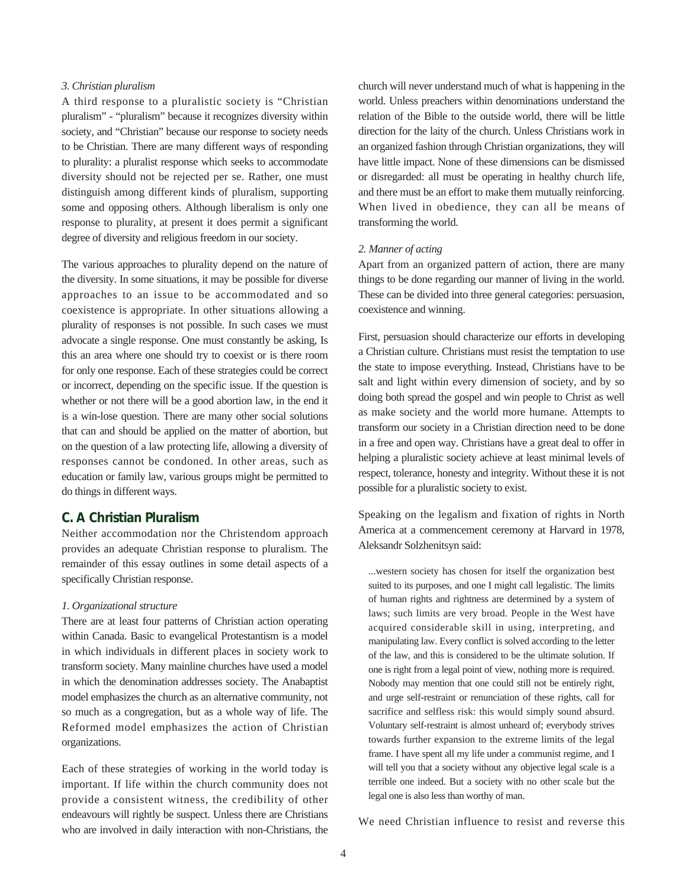*3. Christian pluralism*

A third response to a pluralistic society is "Christian pluralism" - "pluralism" because it recognizes diversity within society, and "Christian" because our response to society needs to be Christian. There are many different ways of responding to plurality: a pluralist response which seeks to accommodate diversity should not be rejected per se. Rather, one must distinguish among different kinds of pluralism, supporting some and opposing others. Although liberalism is only one response to plurality, at present it does permit a significant degree of diversity and religious freedom in our society.

The various approaches to plurality depend on the nature of the diversity. In some situations, it may be possible for diverse approaches to an issue to be accommodated and so coexistence is appropriate. In other situations allowing a plurality of responses is not possible. In such cases we must advocate a single response. One must constantly be asking, Is this an area where one should try to coexist or is there room for only one response. Each of these strategies could be correct or incorrect, depending on the specific issue. If the question is whether or not there will be a good abortion law, in the end it is a win-lose question. There are many other social solutions that can and should be applied on the matter of abortion, but on the question of a law protecting life, allowing a diversity of responses cannot be condoned. In other areas, such as education or family law, various groups might be permitted to do things in different ways.

## C. A Christian Pluralism

Neither accommodation nor the Christendom approach provides an adequate Christian response to pluralism. The remainder of this essay outlines in some detail aspects of a specifically Christian response.

*1. Organizational structure*

There are at least four patterns of Christian action operating within Canada. Basic to evangelical Protestantism is a model in which individuals in different places in society work to transform society. Many mainline churches have used a model in which the denomination addresses society. The Anabaptist model emphasizes the church as an alternative community, not so much as a congregation, but as a whole way of life. The Reformed model emphasizes the action of Christian organizations.

Each of these strategies of working in the world today is important. If life within the church community does not provide a consistent witness, the credibility of other endeavours will rightly be suspect. Unless there are Christians who are involved in daily interaction with non-Christians, the church will never understand much of what is happening in the world. Unless preachers within denominations understand the relation of the Bible to the outside world, there will be little direction for the laity of the church. Unless Christians work in an organized fashion through Christian organizations, they will have little impact. None of these dimensions can be dismissed or disregarded: all must be operating in healthy church life, and there must be an effort to make them mutually reinforcing. When lived in obedience, they can all be means of transforming the world.

*2. Manner of acting*

Apart from an organized pattern of action, there are many things to be done regarding our manner of living in the world. These can be divided into three general categories: persuasion, coexistence and winning.

First, persuasion should characterize our efforts in developing a Christian culture. Christians must resist the temptation to use the state to impose everything. Instead, Christians have to be salt and light within every dimension of society, and by so doing both spread the gospel and win people to Christ as well as make society and the world more humane. Attempts to transform our society in a Christian direction need to be done in a free and open way. Christians have a great deal to offer in helping a pluralistic society achieve at least minimal levels of respect, tolerance, honesty and integrity. Without these it is not possible for a pluralistic society to exist.

Speaking on the legalism and fixation of rights in North America at a commencement ceremony at Harvard in 1978, Aleksandr Solzhenitsyn said:

> ...western society has chosen for itself the organization best suited to its purposes, and one I might call legalistic. The limits of human rights and rightness are determined by a system of laws; such limits are very broad. People in the West have acquired considerable skill in using, interpreting, and manipulating law. Every conflict is solved according to the letter of the law, and this is considered to be the ultimate solution. If one is right from a legal point of view, nothing more is required. Nobody may mention that one could still not be entirely right, and urge self-restraint or renunciation of these rights, call for sacrifice and selfless risk: this would simply sound absurd. Voluntary self-restraint is almost unheard of; everybody strives towards further expansion to the extreme limits of the legal frame. I have spent all my life under a communist regime, and I will tell you that a society without any objective legal scale is a terrible one indeed. But a society with no other scale but the legal one is also less than worthy of man.

We need Christian influence to resist and reverse this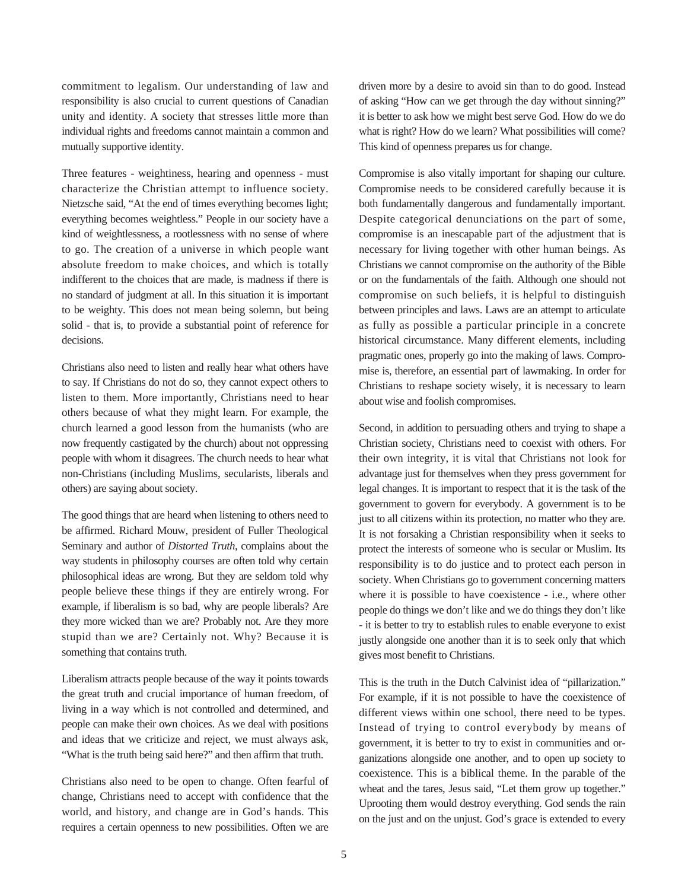commitment to legalism. Our understanding of law and responsibility is also crucial to current questions of Canadian unity and identity. A society that stresses little more than individual rights and freedoms cannot maintain a common and mutually supportive identity.

Three features - weightiness, hearing and openness - must characterize the Christian attempt to influence society. Nietzsche said, "At the end of times everything becomes light; everything becomes weightless." People in our society have a kind of weightlessness, a rootlessness with no sense of where to go. The creation of a universe in which people want absolute freedom to make choices, and which is totally indifferent to the choices that are made, is madness if there is no standard of judgment at all. In this situation it is important to be weighty. This does not mean being solemn, but being solid - that is, to provide a substantial point of reference for decisions.

Christians also need to listen and really hear what others have to say. If Christians do not do so, they cannot expect others to listen to them. More importantly, Christians need to hear others because of what they might learn. For example, the church learned a good lesson from the humanists (who are now frequently castigated by the church) about not oppressing people with whom it disagrees. The church needs to hear what non-Christians (including Muslims, secularists, liberals and others) are saying about society.

The good things that are heard when listening to others need to be affirmed. Richard Mouw, president of Fuller Theological Seminary and author of *Distorted Truth*, complains about the way students in philosophy courses are often told why certain philosophical ideas are wrong. But they are seldom told why people believe these things if they are entirely wrong. For example, if liberalism is so bad, why are people liberals? Are they more wicked than we are? Probably not. Are they more stupid than we are? Certainly not. Why? Because it is something that contains truth.

Liberalism attracts people because of the way it points towards the great truth and crucial importance of human freedom, of living in a way which is not controlled and determined, and people can make their own choices. As we deal with positions and ideas that we criticize and reject, we must always ask, "What is the truth being said here?" and then affirm that truth.

Christians also need to be open to change. Often fearful of change, Christians need to accept with confidence that the world, and history, and change are in God's hands. This requires a certain openness to new possibilities. Often we are driven more by a desire to avoid sin than to do good. Instead of asking "How can we get through the day without sinning?" it is better to ask how we might best serve God. How do we do what is right? How do we learn? What possibilities will come? This kind of openness prepares us for change.

Compromise is also vitally important for shaping our culture. Compromise needs to be considered carefully because it is both fundamentally dangerous and fundamentally important. Despite categorical denunciations on the part of some, compromise is an inescapable part of the adjustment that is necessary for living together with other human beings. As Christians we cannot compromise on the authority of the Bible or on the fundamentals of the faith. Although one should not compromise on such beliefs, it is helpful to distinguish between principles and laws. Laws are an attempt to articulate as fully as possible a particular principle in a concrete historical circumstance. Many different elements, including pragmatic ones, properly go into the making of laws. Compromise is, therefore, an essential part of lawmaking. In order for Christians to reshape society wisely, it is necessary to learn about wise and foolish compromises.

Second, in addition to persuading others and trying to shape a Christian society, Christians need to coexist with others. For their own integrity, it is vital that Christians not look for advantage just for themselves when they press government for legal changes. It is important to respect that it is the task of the government to govern for everybody. A government is to be just to all citizens within its protection, no matter who they are. It is not forsaking a Christian responsibility when it seeks to protect the interests of someone who is secular or Muslim. Its responsibility is to do justice and to protect each person in society. When Christians go to government concerning matters where it is possible to have coexistence - i.e., where other people do things we don't like and we do things they don't like - it is better to try to establish rules to enable everyone to exist justly alongside one another than it is to seek only that which gives most benefit to Christians.

This is the truth in the Dutch Calvinist idea of "pillarization." For example, if it is not possible to have the coexistence of different views within one school, there need to be types. Instead of trying to control everybody by means of government, it is better to try to exist in communities and organizations alongside one another, and to open up society to coexistence. This is a biblical theme. In the parable of the wheat and the tares, Jesus said, "Let them grow up together." Uprooting them would destroy everything. God sends the rain on the just and on the unjust. God's grace is extended to every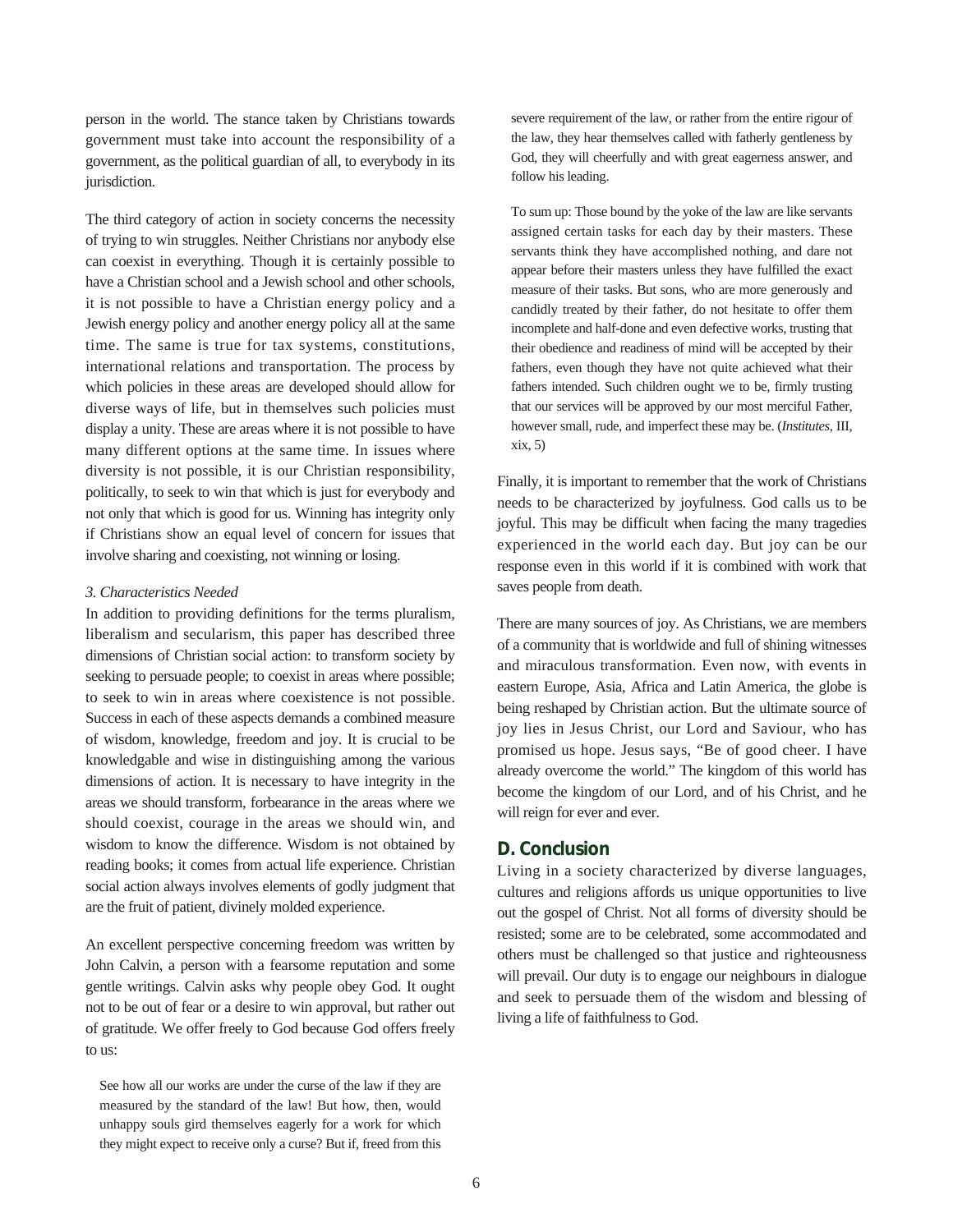person in the world. The stance taken by Christians towards government must take into account the responsibility of a government, as the political guardian of all, to everybody in its jurisdiction.

The third category of action in society concerns the necessity of trying to win struggles. Neither Christians nor anybody else can coexist in everything. Though it is certainly possible to have a Christian school and a Jewish school and other schools, it is not possible to have a Christian energy policy and a Jewish energy policy and another energy policy all at the same time. The same is true for tax systems, constitutions, international relations and transportation. The process by which policies in these areas are developed should allow for diverse ways of life, but in themselves such policies must display a unity. These are areas where it is not possible to have many different options at the same time. In issues where diversity is not possible, it is our Christian responsibility, politically, to seek to win that which is just for everybody and not only that which is good for us. Winning has integrity only if Christians show an equal level of concern for issues that involve sharing and coexisting, not winning or losing.

*3. Characteristics Needed*

In addition to providing definitions for the terms pluralism, liberalism and secularism, this paper has described three dimensions of Christian social action: to transform society by seeking to persuade people; to coexist in areas where possible; to seek to win in areas where coexistence is not possible. Success in each of these aspects demands a combined measure of wisdom, knowledge, freedom and joy. It is crucial to be knowledgable and wise in distinguishing among the various dimensions of action. It is necessary to have integrity in the areas we should transform, forbearance in the areas where we should coexist, courage in the areas we should win, and wisdom to know the difference. Wisdom is not obtained by reading books; it comes from actual life experience. Christian social action always involves elements of godly judgment that are the fruit of patient, divinely molded experience.

An excellent perspective concerning freedom was written by John Calvin, a person with a fearsome reputation and some gentle writings. Calvin asks why people obey God. It ought not to be out of fear or a desire to win approval, but rather out of gratitude. We offer freely to God because God offers freely to us:

> See how all our works are under the curse of the law if they are measured by the standard of the law! But how, then, would unhappy souls gird themselves eagerly for a work for which they might expect to receive only a curse? But if, freed from this severe requirement of the law, or rather from the entire rigour of the law, they hear themselves called with fatherly gentleness by God, they will cheerfully and with great eagerness answer, and follow his leading.
>
> To sum up: Those bound by the yoke of the law are like servants assigned certain tasks for each day by their masters. These servants think they have accomplished nothing, and dare not appear before their masters unless they have fulfilled the exact measure of their tasks. But sons, who are more generously and candidly treated by their father, do not hesitate to offer them incomplete and half-done and even defective works, trusting that their obedience and readiness of mind will be accepted by their fathers, even though they have not quite achieved what their fathers intended. Such children ought we to be, firmly trusting that our services will be approved by our most merciful Father, however small, rude, and imperfect these may be. (*Institutes*, III, xix, 5)

Finally, it is important to remember that the work of Christians needs to be characterized by joyfulness. God calls us to be joyful. This may be difficult when facing the many tragedies experienced in the world each day. But joy can be our response even in this world if it is combined with work that saves people from death.

There are many sources of joy. As Christians, we are members of a community that is worldwide and full of shining witnesses and miraculous transformation. Even now, with events in eastern Europe, Asia, Africa and Latin America, the globe is being reshaped by Christian action. But the ultimate source of joy lies in Jesus Christ, our Lord and Saviour, who has promised us hope. Jesus says, "Be of good cheer. I have already overcome the world." The kingdom of this world has become the kingdom of our Lord, and of his Christ, and he will reign for ever and ever.

## D. Conclusion

Living in a society characterized by diverse languages, cultures and religions affords us unique opportunities to live out the gospel of Christ. Not all forms of diversity should be resisted; some are to be celebrated, some accommodated and others must be challenged so that justice and righteousness will prevail. Our duty is to engage our neighbours in dialogue and seek to persuade them of the wisdom and blessing of living a life of faithfulness to God.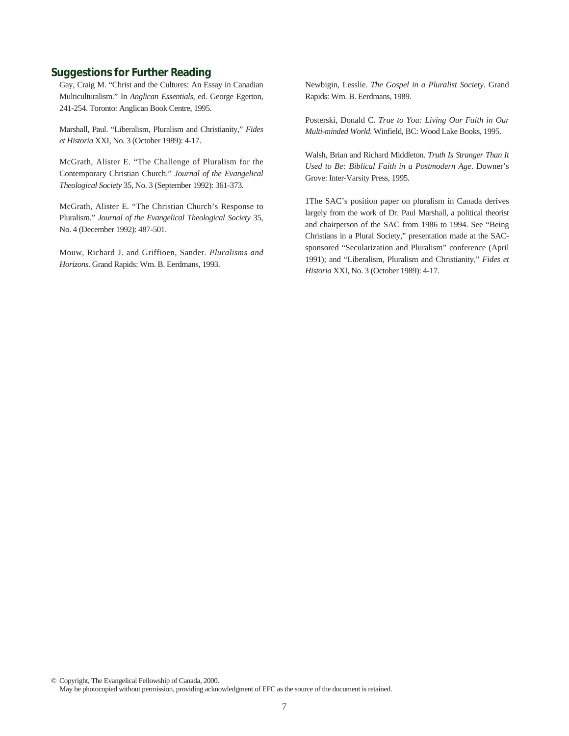## Suggestions for Further Reading

Gay, Craig M. "Christ and the Cultures: An Essay in Canadian Multiculturalism." In *Anglican Essentials*, ed. George Egerton, 241-254. Toronto: Anglican Book Centre, 1995.

Marshall, Paul. "Liberalism, Pluralism and Christianity," *Fides et Historia* XXI, No. 3 (October 1989): 4-17.

McGrath, Alister E. "The Challenge of Pluralism for the Contemporary Christian Church." *Journal of the Evangelical Theological Society* 35, No. 3 (September 1992): 361-373.

McGrath, Alister E. "The Christian Church's Response to Pluralism." *Journal of the Evangelical Theological Society* 35, No. 4 (December 1992): 487-501.

Mouw, Richard J. and Griffioen, Sander. *Pluralisms and Horizons*. Grand Rapids: Wm. B. Eerdmans, 1993.

Newbigin, Lesslie. *The Gospel in a Pluralist Society*. Grand Rapids: Wm. B. Eerdmans, 1989.

Posterski, Donald C. *True to You: Living Our Faith in Our Multi-minded World.* Winfield, BC: Wood Lake Books, 1995.

Walsh, Brian and Richard Middleton. *Truth Is Stranger Than It Used to Be: Biblical Faith in a Postmodern Age*. Downer's Grove: Inter-Varsity Press, 1995.

1The SAC's position paper on pluralism in Canada derives largely from the work of Dr. Paul Marshall, a political theorist and chairperson of the SAC from 1986 to 1994. See "Being Christians in a Plural Society," presentation made at the SAC-sponsored "Secularization and Pluralism" conference (April 1991); and "Liberalism, Pluralism and Christianity," *Fides et Historia* XXI, No. 3 (October 1989): 4-17.

© Copyright, The Evangelical Fellowship of Canada, 2000.
May be photocopied without permission, providing acknowledgment of EFC as the source of the document is retained.